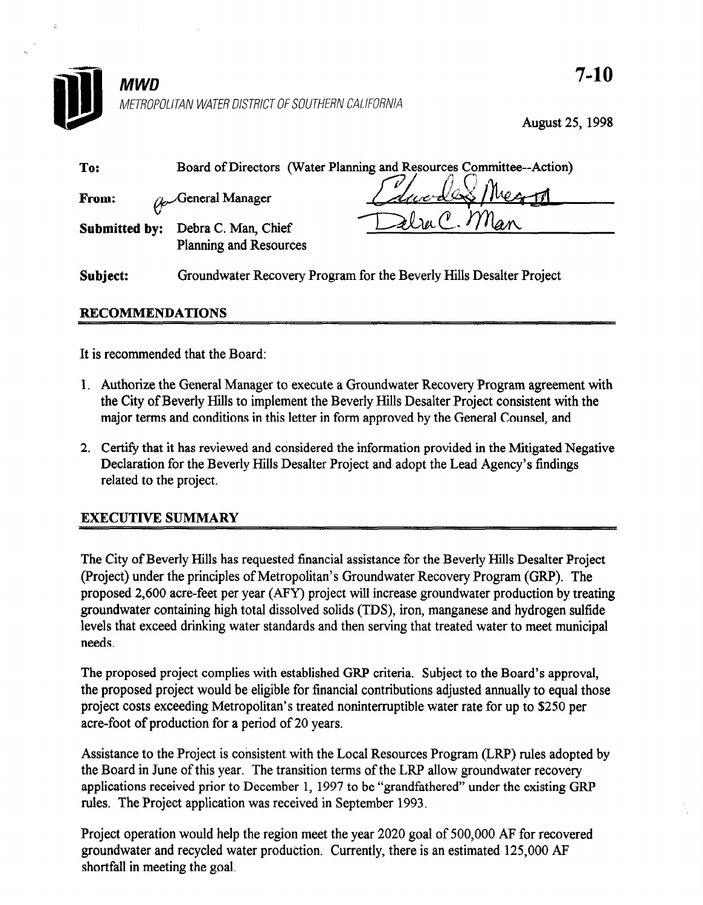**MWD**

METROPOLITAN WATER DISTRICT OF SOUTHERN CALIFORNIA

7-10

August 25, 1998

**To:** Board of Directors (Water Planning and Resources Committee--Action)

**From:** General Manager

**Submitted by:** Debra C. Man, Chief Planning and Resources

**Subject:** Groundwater Recovery Program for the Beverly Hills Desalter Project

## RECOMMENDATIONS

It is recommended that the Board:

1. Authorize the General Manager to execute a Groundwater Recovery Program agreement with the City of Beverly Hills to implement the Beverly Hills Desalter Project consistent with the major terms and conditions in this letter in form approved by the General Counsel, and

2. Certify that it has reviewed and considered the information provided in the Mitigated Negative Declaration for the Beverly Hills Desalter Project and adopt the Lead Agency's findings related to the project.

## EXECUTIVE SUMMARY

The City of Beverly Hills has requested financial assistance for the Beverly Hills Desalter Project (Project) under the principles of Metropolitan's Groundwater Recovery Program (GRP). The proposed 2,600 acre-feet per year (AFY) project will increase groundwater production by treating groundwater containing high total dissolved solids (TDS), iron, manganese and hydrogen sulfide levels that exceed drinking water standards and then serving that treated water to meet municipal needs.

The proposed project complies with established GRP criteria. Subject to the Board's approval, the proposed project would be eligible for financial contributions adjusted annually to equal those project costs exceeding Metropolitan's treated noninterruptible water rate for up to $250 per acre-foot of production for a period of 20 years.

Assistance to the Project is consistent with the Local Resources Program (LRP) rules adopted by the Board in June of this year. The transition terms of the LRP allow groundwater recovery applications received prior to December 1, 1997 to be "grandfathered" under the existing GRP rules. The Project application was received in September 1993.

Project operation would help the region meet the year 2020 goal of 500,000 AF for recovered groundwater and recycled water production. Currently, there is an estimated 125,000 AF shortfall in meeting the goal.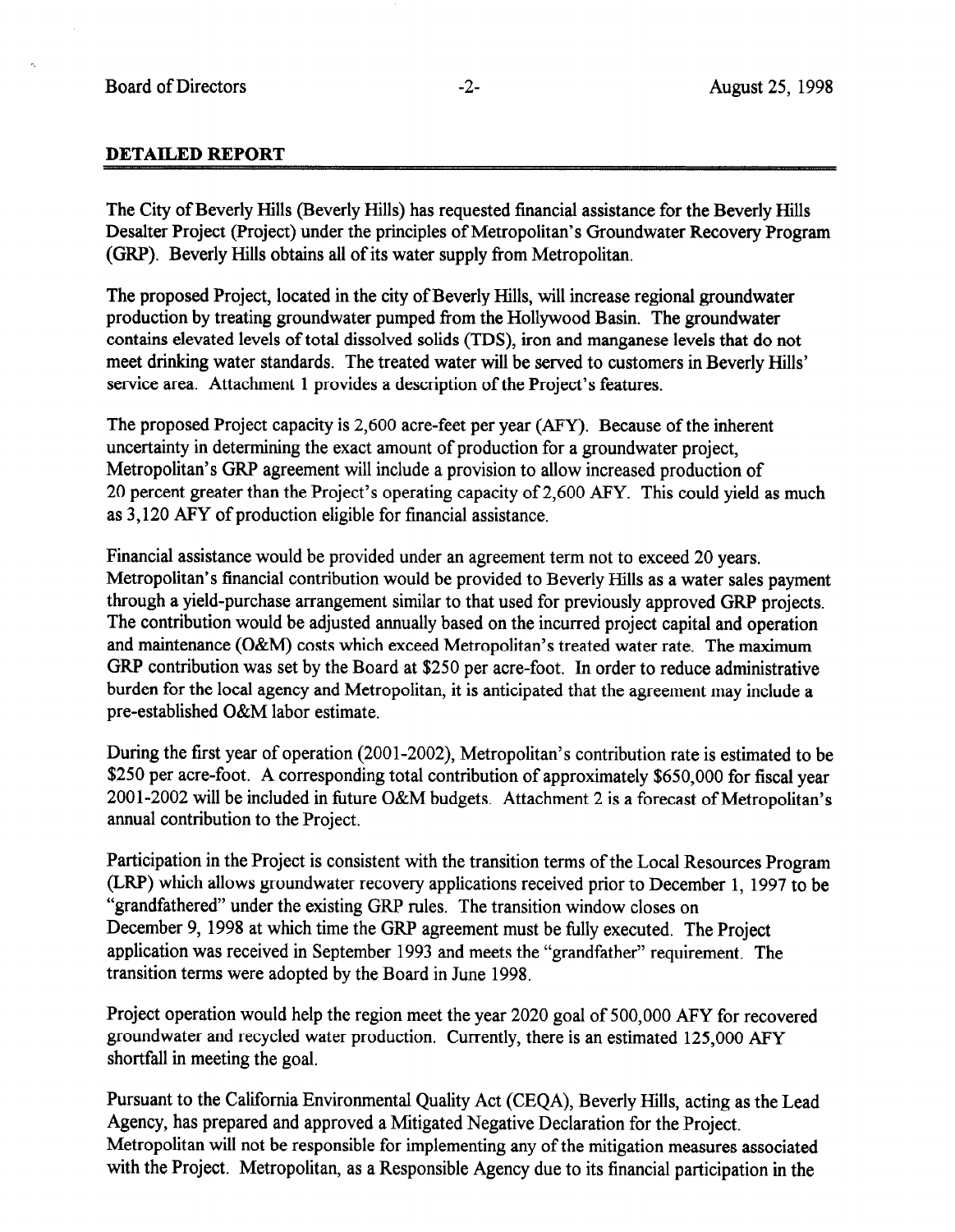## DETAILED REPORT

The City of Beverly Hills (Beverly Hills) has requested financial assistance for the Beverly Hills Desalter Project (Project) under the principles of Metropolitan's Groundwater Recovery Program (GRP). Beverly Hills obtains all of its water supply from Metropolitan.

The proposed Project, located in the city of Beverly Hills, will increase regional groundwater production by treating groundwater pumped from the Hollywood Basin. The groundwater contains elevated levels of total dissolved solids (TDS), iron and manganese levels that do not meet drinking water standards. The treated water will be served to customers in Beverly Hills' service area. Attachment 1 provides a description of the Project's features.

The proposed Project capacity is 2,600 acre-feet per year (AFY). Because of the inherent uncertainty in determining the exact amount of production for a groundwater project, Metropolitan's GRP agreement will include a provision to allow increased production of 20 percent greater than the Project's operating capacity of 2,600 AFY. This could yield as much as 3,120 AFY of production eligible for financial assistance.

Financial assistance would be provided under an agreement term not to exceed 20 years. Metropolitan's financial contribution would be provided to Beverly Hills as a water sales payment through a yield-purchase arrangement similar to that used for previously approved GRP projects. The contribution would be adjusted annually based on the incurred project capital and operation and maintenance (O&M) costs which exceed Metropolitan's treated water rate. The maximum GRP contribution was set by the Board at $250 per acre-foot. In order to reduce administrative burden for the local agency and Metropolitan, it is anticipated that the agreement may include a pre-established O&M labor estimate.

During the first year of operation (2001-2002), Metropolitan's contribution rate is estimated to be $250 per acre-foot. A corresponding total contribution of approximately $650,000 for fiscal year 2001-2002 will be included in future O&M budgets. Attachment 2 is a forecast of Metropolitan's annual contribution to the Project.

Participation in the Project is consistent with the transition terms of the Local Resources Program (LRP) which allows groundwater recovery applications received prior to December 1, 1997 to be "grandfathered" under the existing GRP rules. The transition window closes on December 9, 1998 at which time the GRP agreement must be fully executed. The Project application was received in September 1993 and meets the "grandfather" requirement. The transition terms were adopted by the Board in June 1998.

Project operation would help the region meet the year 2020 goal of 500,000 AFY for recovered groundwater and recycled water production. Currently, there is an estimated 125,000 AFY shortfall in meeting the goal.

Pursuant to the California Environmental Quality Act (CEQA), Beverly Hills, acting as the Lead Agency, has prepared and approved a Mitigated Negative Declaration for the Project. Metropolitan will not be responsible for implementing any of the mitigation measures associated with the Project. Metropolitan, as a Responsible Agency due to its financial participation in the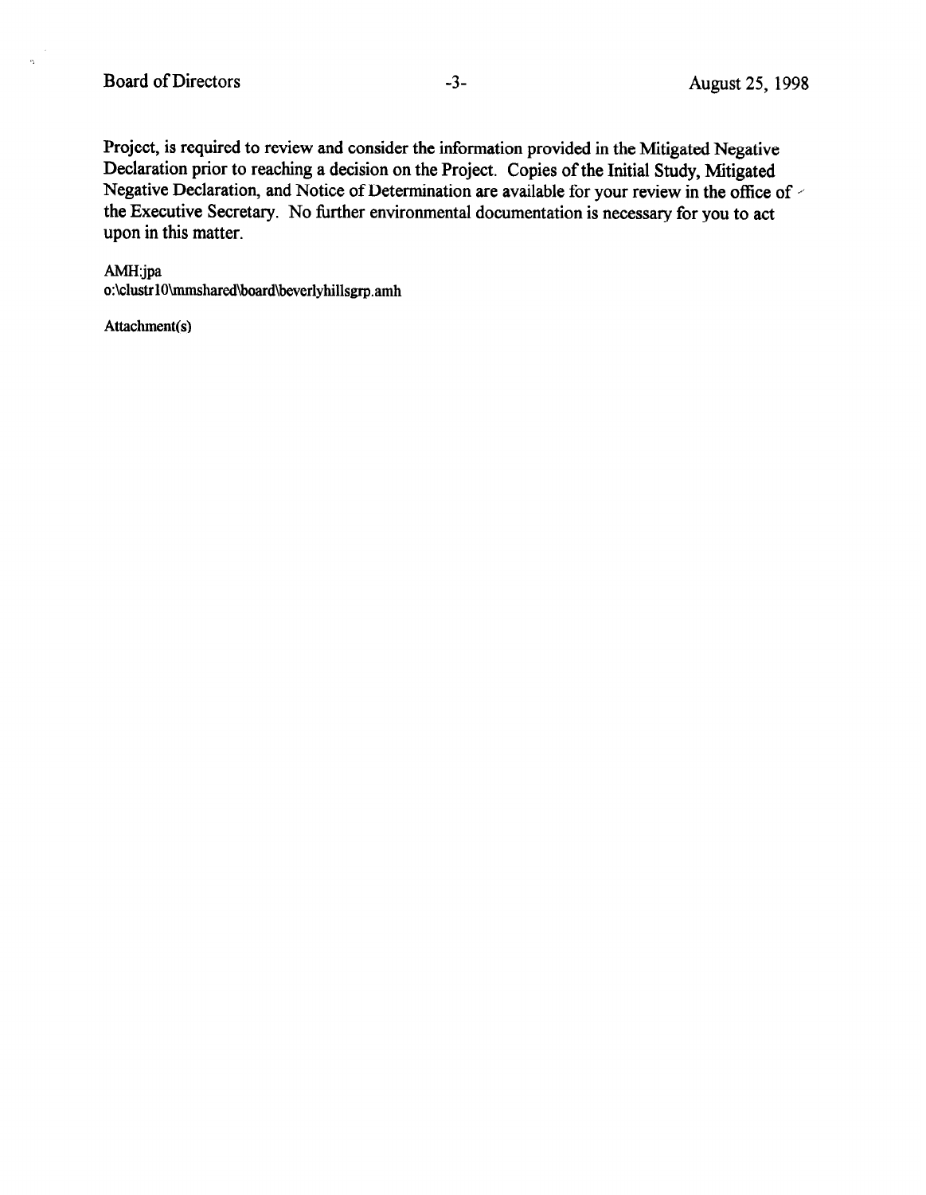Project, is required to review and consider the information provided in the Mitigated Negative Declaration prior to reaching a decision on the Project. Copies of the Initial Study, Mitigated Negative Declaration, and Notice of Determination are available for your review in the office of the Executive Secretary. No further environmental documentation is necessary for you to act upon in this matter.

AMH:jpa
o:\clustr10\mmshared\board\beverlyhillsgrp.amh

Attachment(s)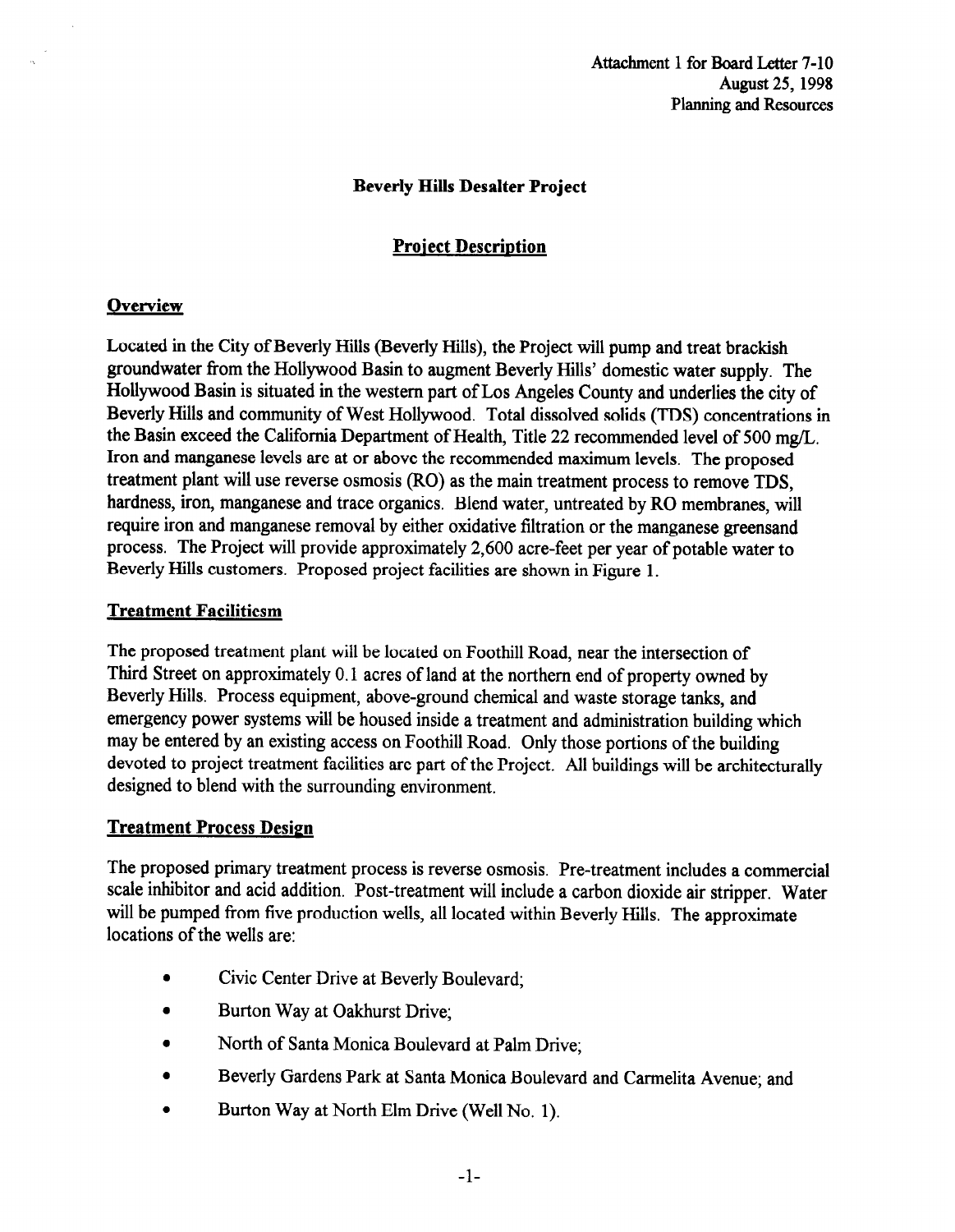Attachment 1 for Board Letter 7-10
August 25, 1998
Planning and Resources

# Beverly Hills Desalter Project

## Project Description

### Overview

Located in the City of Beverly Hills (Beverly Hills), the Project will pump and treat brackish groundwater from the Hollywood Basin to augment Beverly Hills' domestic water supply. The Hollywood Basin is situated in the western part of Los Angeles County and underlies the city of Beverly Hills and community of West Hollywood. Total dissolved solids (TDS) concentrations in the Basin exceed the California Department of Health, Title 22 recommended level of 500 mg/L. Iron and manganese levels are at or above the recommended maximum levels. The proposed treatment plant will use reverse osmosis (RO) as the main treatment process to remove TDS, hardness, iron, manganese and trace organics. Blend water, untreated by RO membranes, will require iron and manganese removal by either oxidative filtration or the manganese greensand process. The Project will provide approximately 2,600 acre-feet per year of potable water to Beverly Hills customers. Proposed project facilities are shown in Figure 1.

### Treatment Faciliticsm

The proposed treatment plant will be located on Foothill Road, near the intersection of Third Street on approximately 0.1 acres of land at the northern end of property owned by Beverly Hills. Process equipment, above-ground chemical and waste storage tanks, and emergency power systems will be housed inside a treatment and administration building which may be entered by an existing access on Foothill Road. Only those portions of the building devoted to project treatment facilities are part of the Project. All buildings will be architecturally designed to blend with the surrounding environment.

### Treatment Process Design

The proposed primary treatment process is reverse osmosis. Pre-treatment includes a commercial scale inhibitor and acid addition. Post-treatment will include a carbon dioxide air stripper. Water will be pumped from five production wells, all located within Beverly Hills. The approximate locations of the wells are:

- Civic Center Drive at Beverly Boulevard;
- Burton Way at Oakhurst Drive;
- North of Santa Monica Boulevard at Palm Drive;
- Beverly Gardens Park at Santa Monica Boulevard and Carmelita Avenue; and
- Burton Way at North Elm Drive (Well No. 1).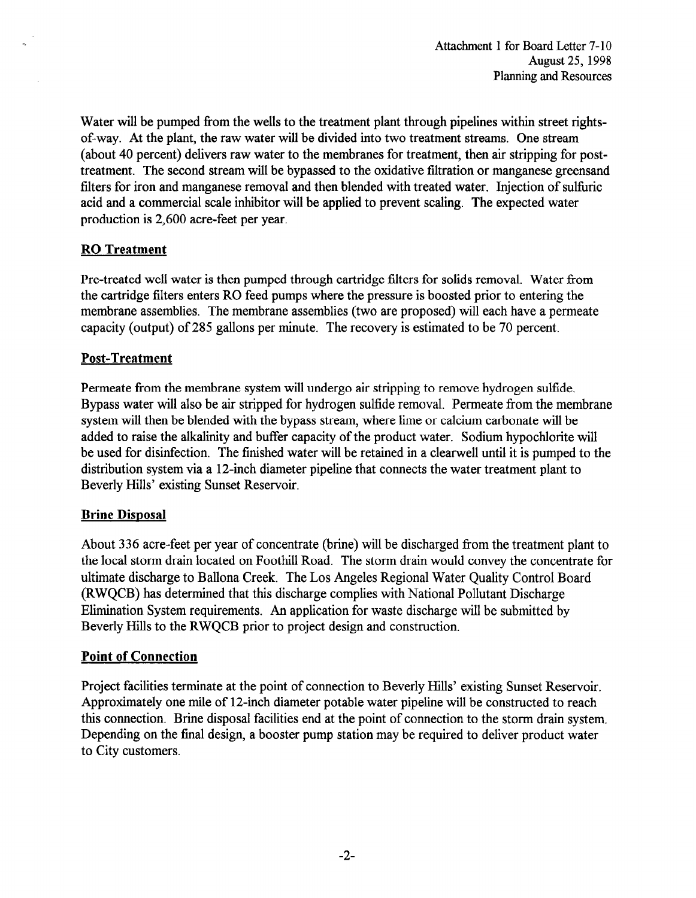Water will be pumped from the wells to the treatment plant through pipelines within street rights-of-way. At the plant, the raw water will be divided into two treatment streams. One stream (about 40 percent) delivers raw water to the membranes for treatment, then air stripping for post-treatment. The second stream will be bypassed to the oxidative filtration or manganese greensand filters for iron and manganese removal and then blended with treated water. Injection of sulfuric acid and a commercial scale inhibitor will be applied to prevent scaling. The expected water production is 2,600 acre-feet per year.

## RO Treatment

Pre-treated well water is then pumped through cartridge filters for solids removal. Water from the cartridge filters enters RO feed pumps where the pressure is boosted prior to entering the membrane assemblies. The membrane assemblies (two are proposed) will each have a permeate capacity (output) of 285 gallons per minute. The recovery is estimated to be 70 percent.

## Post-Treatment

Permeate from the membrane system will undergo air stripping to remove hydrogen sulfide. Bypass water will also be air stripped for hydrogen sulfide removal. Permeate from the membrane system will then be blended with the bypass stream, where lime or calcium carbonate will be added to raise the alkalinity and buffer capacity of the product water. Sodium hypochlorite will be used for disinfection. The finished water will be retained in a clearwell until it is pumped to the distribution system via a 12-inch diameter pipeline that connects the water treatment plant to Beverly Hills' existing Sunset Reservoir.

## Brine Disposal

About 336 acre-feet per year of concentrate (brine) will be discharged from the treatment plant to the local storm drain located on Foothill Road. The storm drain would convey the concentrate for ultimate discharge to Ballona Creek. The Los Angeles Regional Water Quality Control Board (RWQCB) has determined that this discharge complies with National Pollutant Discharge Elimination System requirements. An application for waste discharge will be submitted by Beverly Hills to the RWQCB prior to project design and construction.

## Point of Connection

Project facilities terminate at the point of connection to Beverly Hills' existing Sunset Reservoir. Approximately one mile of 12-inch diameter potable water pipeline will be constructed to reach this connection. Brine disposal facilities end at the point of connection to the storm drain system. Depending on the final design, a booster pump station may be required to deliver product water to City customers.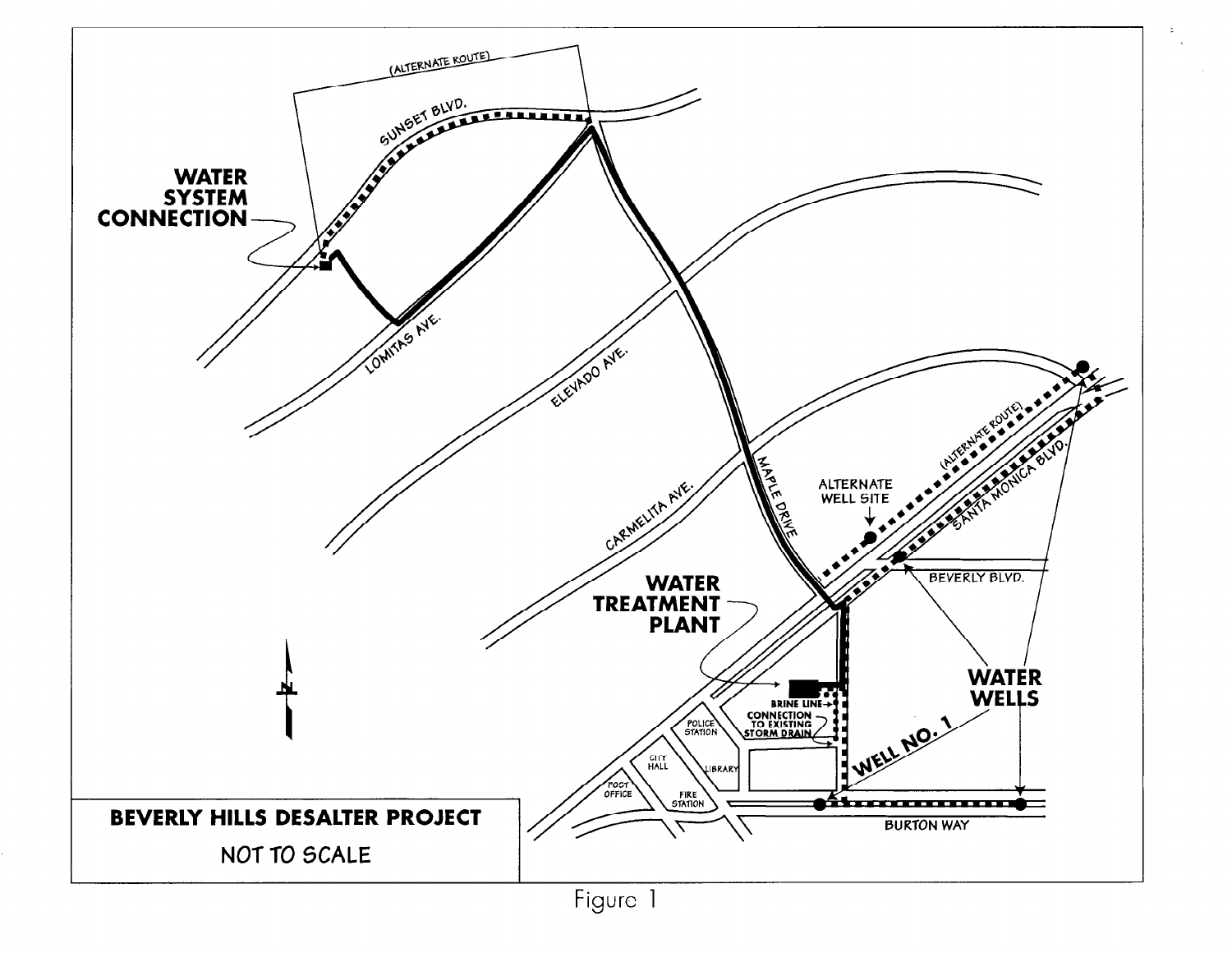**BEVERLY HILLS DESALTER PROJECT**

NOT TO SCALE

Figure 1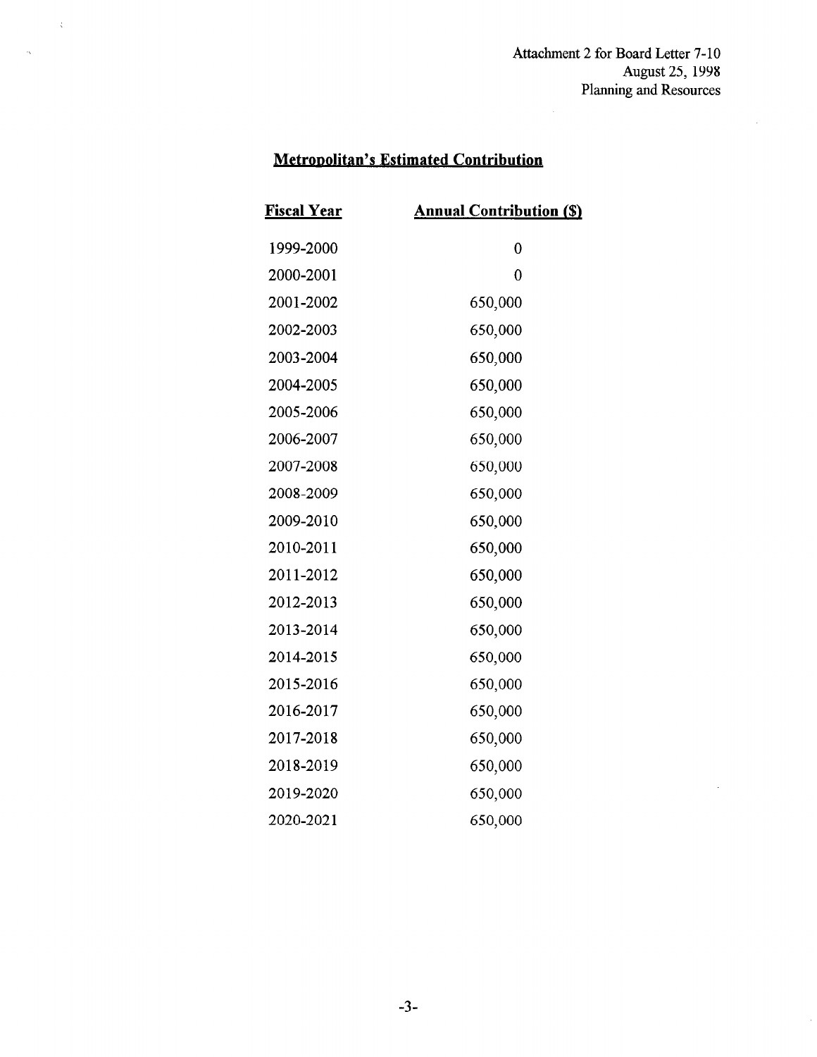Attachment 2 for Board Letter 7-10
August 25, 1998
Planning and Resources

## Metropolitan's Estimated Contribution

| Fiscal Year | Annual Contribution ($) |
|---|---|
| 1999-2000 | 0 |
| 2000-2001 | 0 |
| 2001-2002 | 650,000 |
| 2002-2003 | 650,000 |
| 2003-2004 | 650,000 |
| 2004-2005 | 650,000 |
| 2005-2006 | 650,000 |
| 2006-2007 | 650,000 |
| 2007-2008 | 650,000 |
| 2008-2009 | 650,000 |
| 2009-2010 | 650,000 |
| 2010-2011 | 650,000 |
| 2011-2012 | 650,000 |
| 2012-2013 | 650,000 |
| 2013-2014 | 650,000 |
| 2014-2015 | 650,000 |
| 2015-2016 | 650,000 |
| 2016-2017 | 650,000 |
| 2017-2018 | 650,000 |
| 2018-2019 | 650,000 |
| 2019-2020 | 650,000 |
| 2020-2021 | 650,000 |